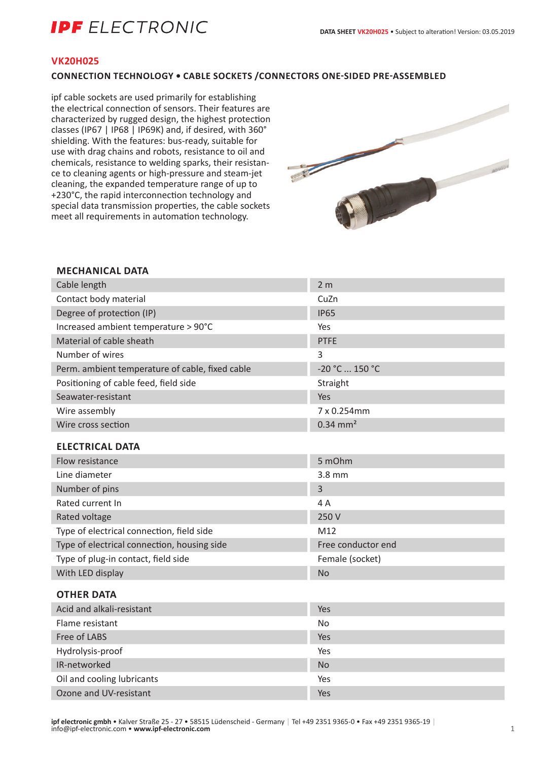# IPF ELECTRONIC

**DATA SHEET VK20H025** • Subject to alteration! Version: 03.05.2019

## VK20H025

### CONNECTION TECHNOLOGY • CABLE SOCKETS /CONNECTORS ONE-SIDED PRE-ASSEMBLED

ipf cable sockets are used primarily for establishing the electrical connection of sensors. Their features are characterized by rugged design, the highest protection classes (IP67 | IP68 | IP69K) and, if desired, with 360° shielding. With the features: bus-ready, suitable for use with drag chains and robots, resistance to oil and chemicals, resistance to welding sparks, their resistance to cleaning agents or high-pressure and steam-jet cleaning, the expanded temperature range of up to +230°C, the rapid interconnection technology and special data transmission properties, the cable sockets meet all requirements in automation technology.

### MECHANICAL DATA

| | |
|---|---|
| Cable length | 2 m |
| Contact body material | CuZn |
| Degree of protection (IP) | IP65 |
| Increased ambient temperature > 90°C | Yes |
| Material of cable sheath | PTFE |
| Number of wires | 3 |
| Perm. ambient temperature of cable, fixed cable | -20 °C ... 150 °C |
| Positioning of cable feed, field side | Straight |
| Seawater-resistant | Yes |
| Wire assembly | 7 x 0.254mm |
| Wire cross section | 0.34 mm² |

### ELECTRICAL DATA

| | |
|---|---|
| Flow resistance | 5 mOhm |
| Line diameter | 3.8 mm |
| Number of pins | 3 |
| Rated current In | 4 A |
| Rated voltage | 250 V |
| Type of electrical connection, field side | M12 |
| Type of electrical connection, housing side | Free conductor end |
| Type of plug-in contact, field side | Female (socket) |
| With LED display | No |

### OTHER DATA

| | |
|---|---|
| Acid and alkali-resistant | Yes |
| Flame resistant | No |
| Free of LABS | Yes |
| Hydrolysis-proof | Yes |
| IR-networked | No |
| Oil and cooling lubricants | Yes |
| Ozone and UV-resistant | Yes |

**ipf electronic gmbh** • Kalver Straße 25 - 27 • 58515 Lüdenscheid - Germany | Tel +49 2351 9365-0 • Fax +49 2351 9365-19 | info@ipf-electronic.com • **www.ipf-electronic.com**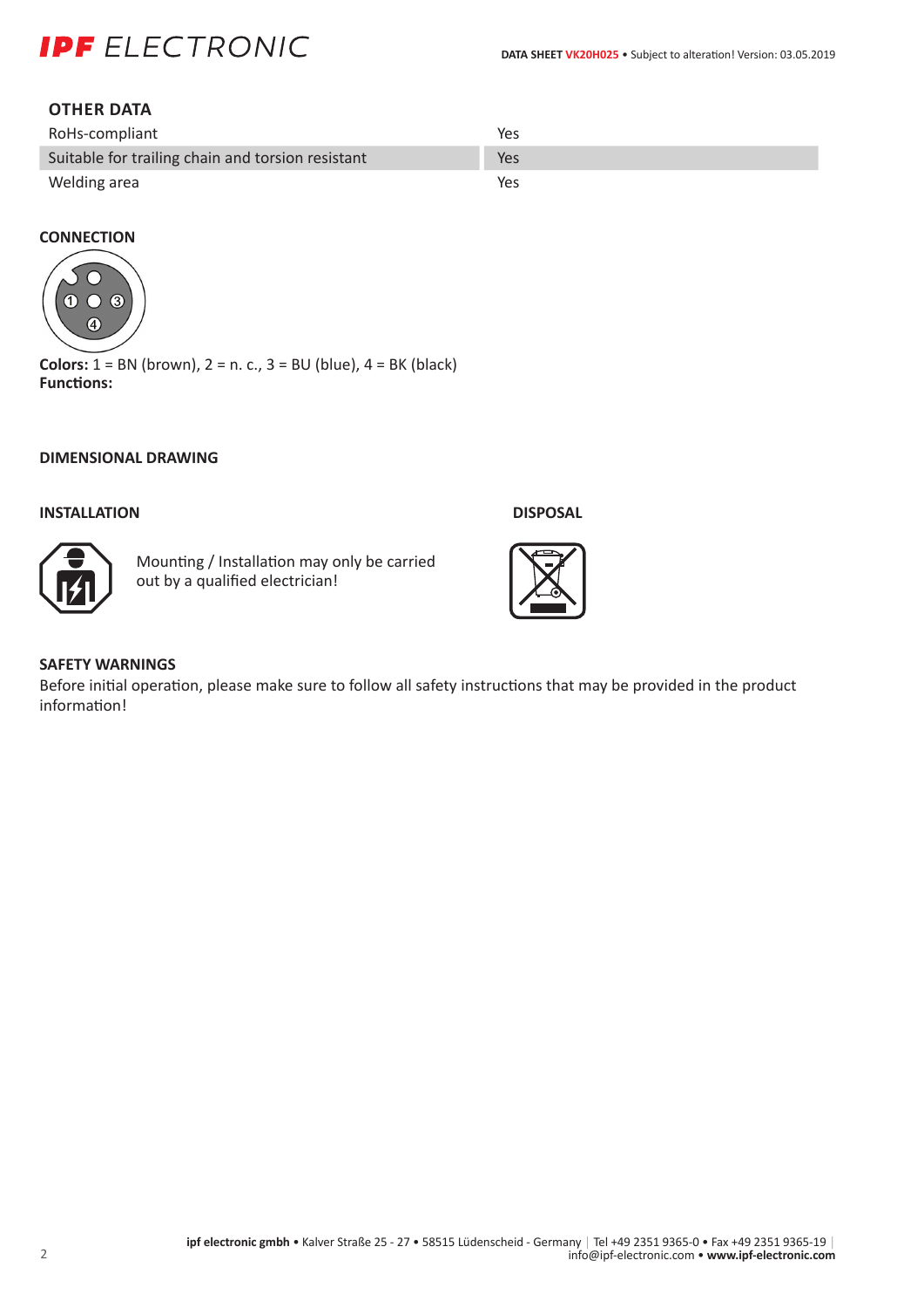## OTHER DATA

| | |
|---|---|
| RoHs-compliant | Yes |
| Suitable for trailing chain and torsion resistant | Yes |
| Welding area | Yes |

## CONNECTION

**Colors:** 1 = BN (brown), 2 = n. c., 3 = BU (blue), 4 = BK (black)
**Functions:**

## DIMENSIONAL DRAWING

## INSTALLATION

Mounting / Installation may only be carried out by a qualified electrician!

## DISPOSAL

## SAFETY WARNINGS

Before initial operation, please make sure to follow all safety instructions that may be provided in the product information!

**ipf electronic gmbh** • Kalver Straße 25 - 27 • 58515 Lüdenscheid - Germany | Tel +49 2351 9365-0 • Fax +49 2351 9365-19 | info@ipf-electronic.com • **www.ipf-electronic.com**